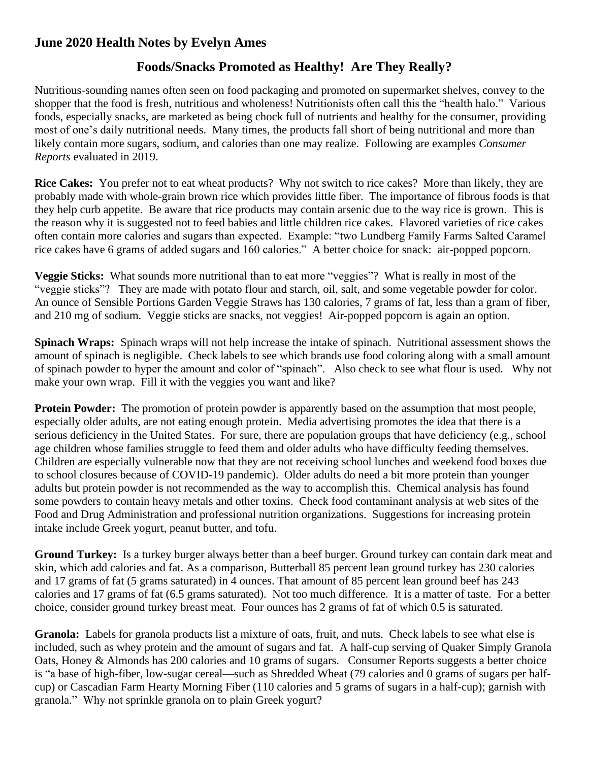## June 2020 Health Notes by Evelyn Ames

### Foods/Snacks Promoted as Healthy! Are They Really?

Nutritious-sounding names often seen on food packaging and promoted on supermarket shelves, convey to the shopper that the food is fresh, nutritious and wholeness! Nutritionists often call this the "health halo." Various foods, especially snacks, are marketed as being chock full of nutrients and healthy for the consumer, providing most of one's daily nutritional needs. Many times, the products fall short of being nutritional and more than likely contain more sugars, sodium, and calories than one may realize. Following are examples *Consumer Reports* evaluated in 2019.

**Rice Cakes:** You prefer not to eat wheat products? Why not switch to rice cakes? More than likely, they are probably made with whole-grain brown rice which provides little fiber. The importance of fibrous foods is that they help curb appetite. Be aware that rice products may contain arsenic due to the way rice is grown. This is the reason why it is suggested not to feed babies and little children rice cakes. Flavored varieties of rice cakes often contain more calories and sugars than expected. Example: "two Lundberg Family Farms Salted Caramel rice cakes have 6 grams of added sugars and 160 calories." A better choice for snack: air-popped popcorn.

**Veggie Sticks:** What sounds more nutritional than to eat more "veggies"? What is really in most of the "veggie sticks"? They are made with potato flour and starch, oil, salt, and some vegetable powder for color. An ounce of Sensible Portions Garden Veggie Straws has 130 calories, 7 grams of fat, less than a gram of fiber, and 210 mg of sodium. Veggie sticks are snacks, not veggies! Air-popped popcorn is again an option.

**Spinach Wraps:** Spinach wraps will not help increase the intake of spinach. Nutritional assessment shows the amount of spinach is negligible. Check labels to see which brands use food coloring along with a small amount of spinach powder to hyper the amount and color of "spinach". Also check to see what flour is used. Why not make your own wrap. Fill it with the veggies you want and like?

**Protein Powder:** The promotion of protein powder is apparently based on the assumption that most people, especially older adults, are not eating enough protein. Media advertising promotes the idea that there is a serious deficiency in the United States. For sure, there are population groups that have deficiency (e.g., school age children whose families struggle to feed them and older adults who have difficulty feeding themselves. Children are especially vulnerable now that they are not receiving school lunches and weekend food boxes due to school closures because of COVID-19 pandemic). Older adults do need a bit more protein than younger adults but protein powder is not recommended as the way to accomplish this. Chemical analysis has found some powders to contain heavy metals and other toxins. Check food contaminant analysis at web sites of the Food and Drug Administration and professional nutrition organizations. Suggestions for increasing protein intake include Greek yogurt, peanut butter, and tofu.

**Ground Turkey:** Is a turkey burger always better than a beef burger. Ground turkey can contain dark meat and skin, which add calories and fat. As a comparison, Butterball 85 percent lean ground turkey has 230 calories and 17 grams of fat (5 grams saturated) in 4 ounces. That amount of 85 percent lean ground beef has 243 calories and 17 grams of fat (6.5 grams saturated). Not too much difference. It is a matter of taste. For a better choice, consider ground turkey breast meat. Four ounces has 2 grams of fat of which 0.5 is saturated.

**Granola:** Labels for granola products list a mixture of oats, fruit, and nuts. Check labels to see what else is included, such as whey protein and the amount of sugars and fat. A half-cup serving of Quaker Simply Granola Oats, Honey & Almonds has 200 calories and 10 grams of sugars. Consumer Reports suggests a better choice is "a base of high-fiber, low-sugar cereal—such as Shredded Wheat (79 calories and 0 grams of sugars per half-cup) or Cascadian Farm Hearty Morning Fiber (110 calories and 5 grams of sugars in a half-cup); garnish with granola." Why not sprinkle granola on to plain Greek yogurt?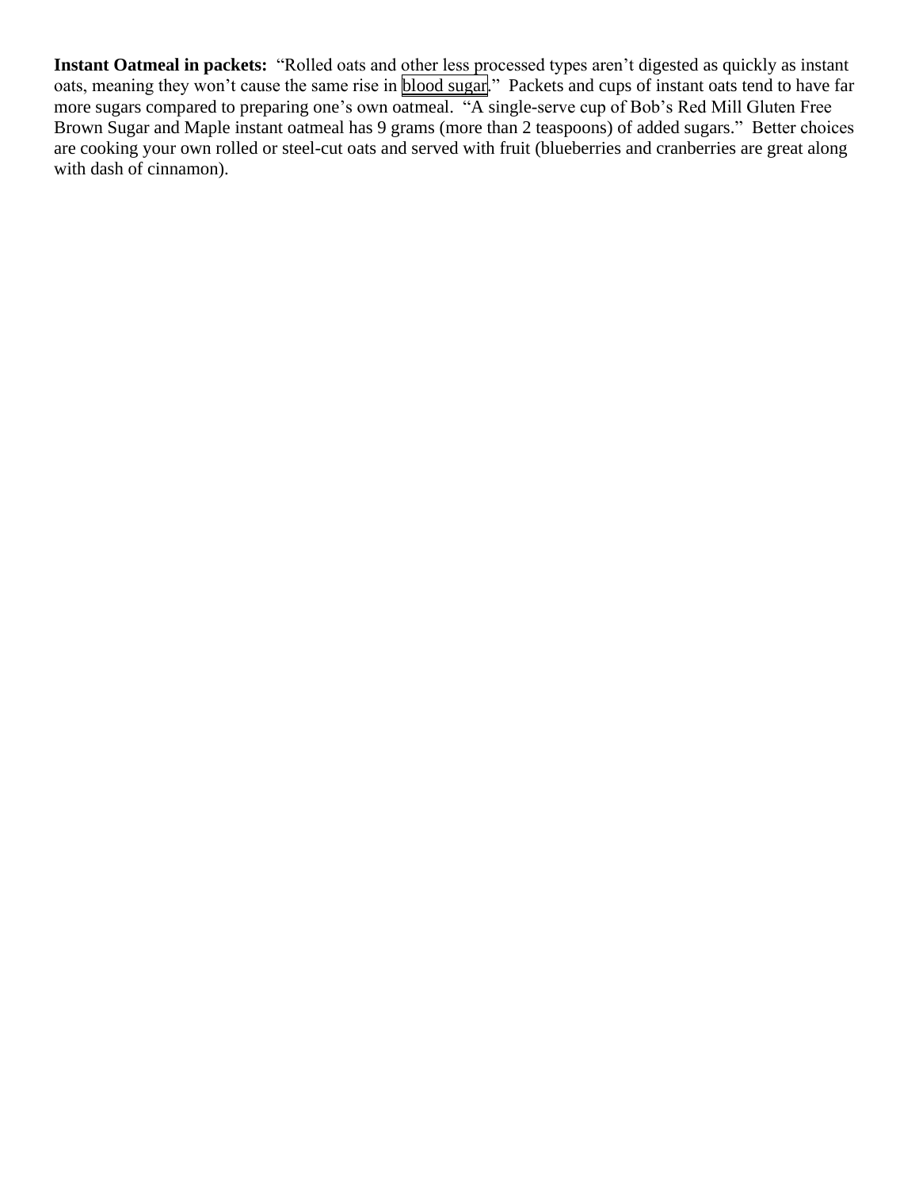**Instant Oatmeal in packets:** "Rolled oats and other less processed types aren't digested as quickly as instant oats, meaning they won't cause the same rise in blood sugar." Packets and cups of instant oats tend to have far more sugars compared to preparing one's own oatmeal. "A single-serve cup of Bob's Red Mill Gluten Free Brown Sugar and Maple instant oatmeal has 9 grams (more than 2 teaspoons) of added sugars." Better choices are cooking your own rolled or steel-cut oats and served with fruit (blueberries and cranberries are great along with dash of cinnamon).